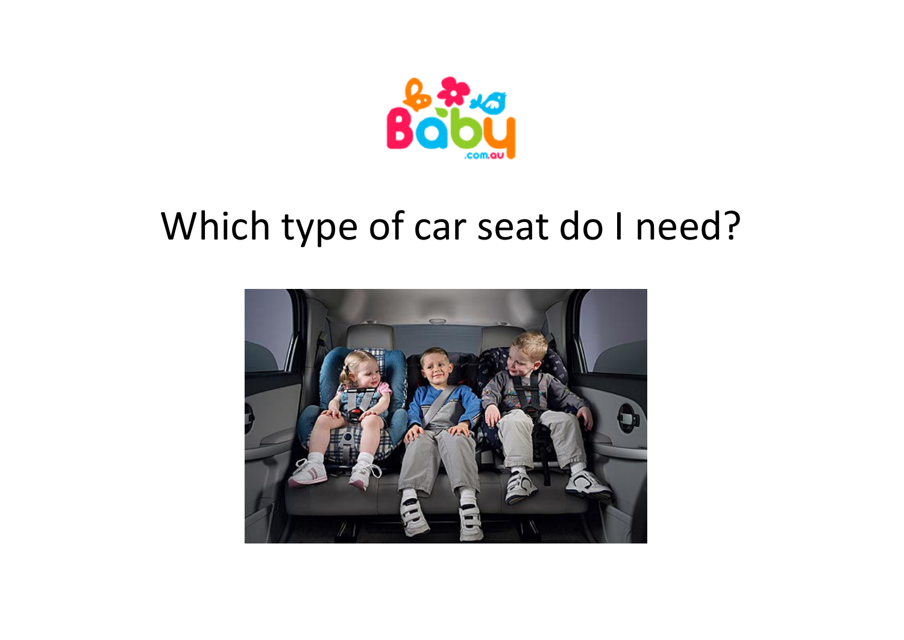# Which type of car seat do I need?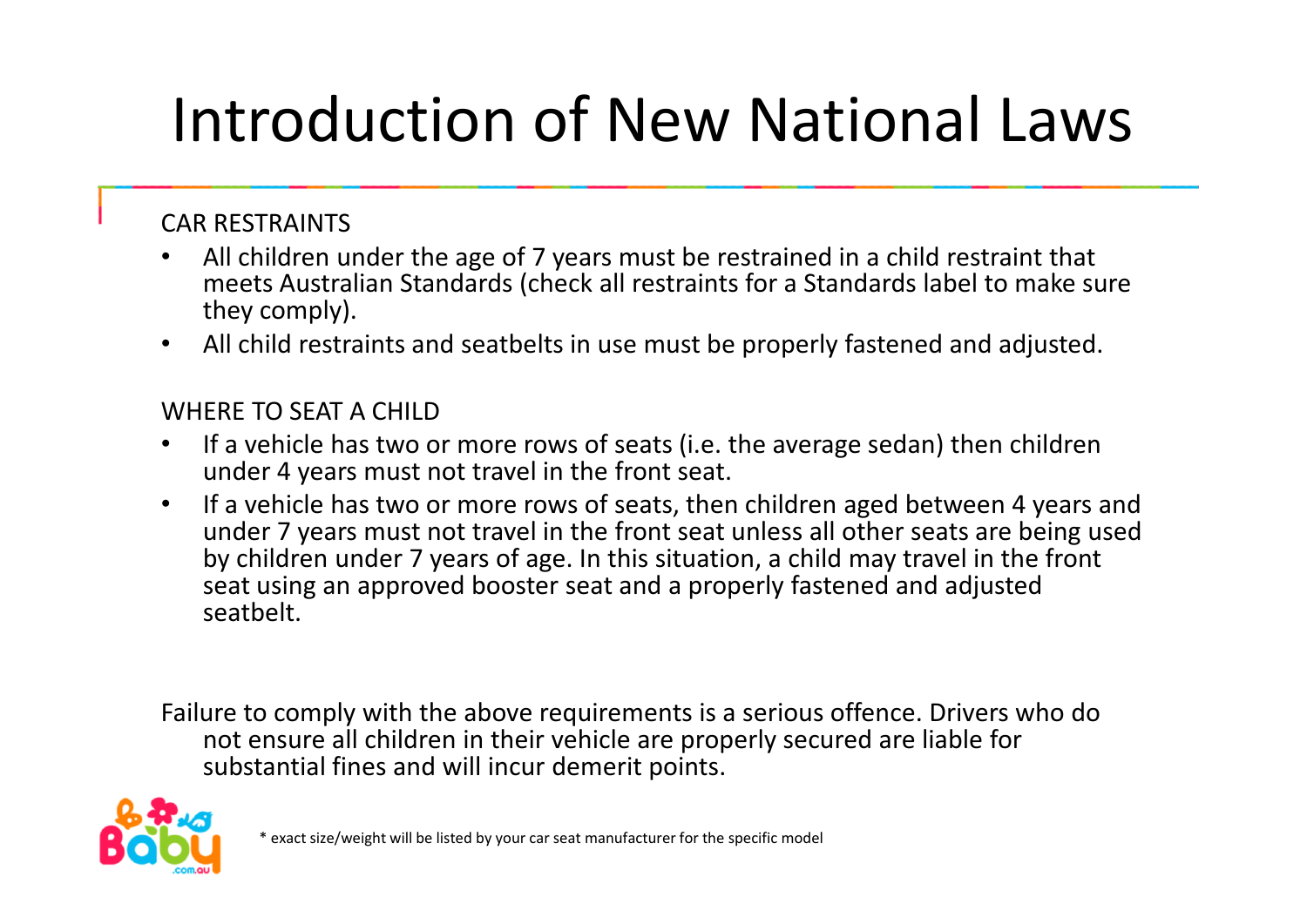# Introduction of New National Laws

CAR RESTRAINTS

- All children under the age of 7 years must be restrained in a child restraint that meets Australian Standards (check all restraints for a Standards label to make sure they comply).
- All child restraints and seatbelts in use must be properly fastened and adjusted.

WHERE TO SEAT A CHILD

- If a vehicle has two or more rows of seats (i.e. the average sedan) then children under 4 years must not travel in the front seat.
- If a vehicle has two or more rows of seats, then children aged between 4 years and under 7 years must not travel in the front seat unless all other seats are being used by children under 7 years of age. In this situation, a child may travel in the front seat using an approved booster seat and a properly fastened and adjusted seatbelt.

Failure to comply with the above requirements is a serious offence. Drivers who do not ensure all children in their vehicle are properly secured are liable for substantial fines and will incur demerit points.

* exact size/weight will be listed by your car seat manufacturer for the specific model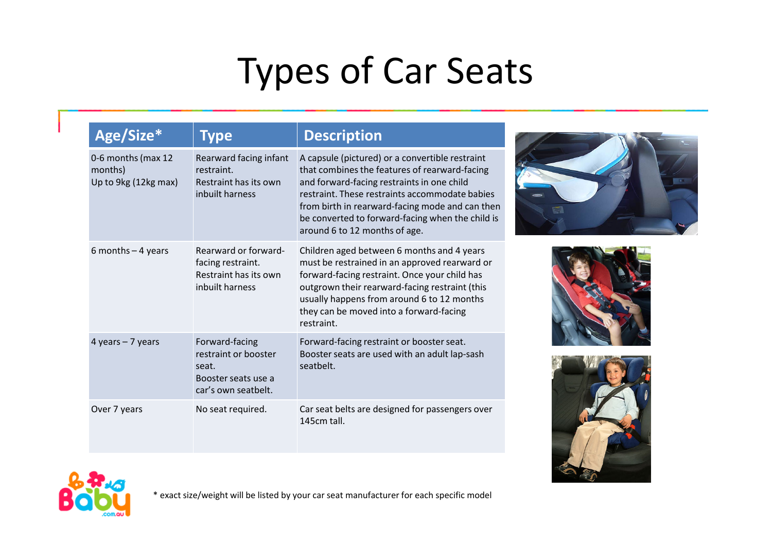# Types of Car Seats

| Age/Size* | Type | Description |
| --- | --- | --- |
| 0-6 months (max 12 months)<br>Up to 9kg (12kg max) | Rearward facing infant restraint.<br>Restraint has its own inbuilt harness | A capsule (pictured) or a convertible restraint that combines the features of rearward-facing and forward-facing restraints in one child restraint. These restraints accommodate babies from birth in rearward-facing mode and can then be converted to forward-facing when the child is around 6 to 12 months of age. |
| 6 months – 4 years | Rearward or forward-facing restraint.<br>Restraint has its own inbuilt harness | Children aged between 6 months and 4 years must be restrained in an approved rearward or forward-facing restraint. Once your child has outgrown their rearward-facing restraint (this usually happens from around 6 to 12 months they can be moved into a forward-facing restraint. |
| 4 years – 7 years | Forward-facing restraint or booster seat.<br>Booster seats use a car's own seatbelt. | Forward-facing restraint or booster seat. Booster seats are used with an adult lap-sash seatbelt. |
| Over 7 years | No seat required. | Car seat belts are designed for passengers over 145cm tall. |

* exact size/weight will be listed by your car seat manufacturer for each specific model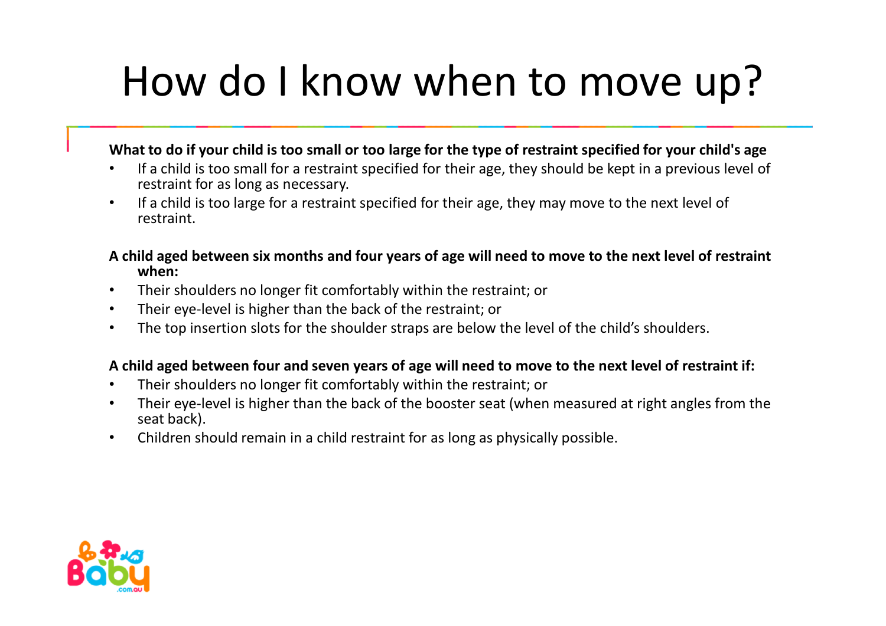# How do I know when to move up?

**What to do if your child is too small or too large for the type of restraint specified for your child's age**

- If a child is too small for a restraint specified for their age, they should be kept in a previous level of restraint for as long as necessary.
- If a child is too large for a restraint specified for their age, they may move to the next level of restraint.

**A child aged between six months and four years of age will need to move to the next level of restraint when:**

- Their shoulders no longer fit comfortably within the restraint; or
- Their eye-level is higher than the back of the restraint; or
- The top insertion slots for the shoulder straps are below the level of the child's shoulders.

**A child aged between four and seven years of age will need to move to the next level of restraint if:**

- Their shoulders no longer fit comfortably within the restraint; or
- Their eye-level is higher than the back of the booster seat (when measured at right angles from the seat back).
- Children should remain in a child restraint for as long as physically possible.